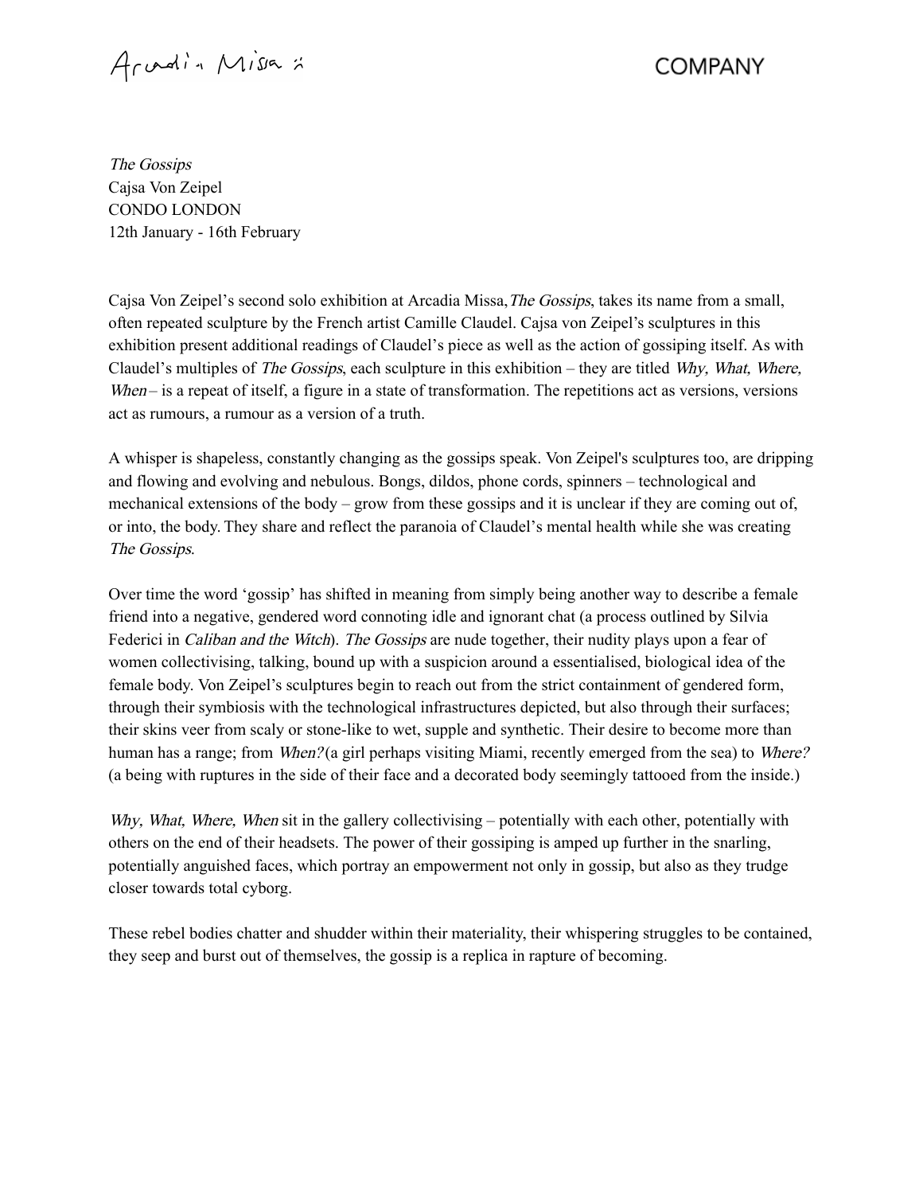Arcadia Missa

COMPANY

*The Gossips*
Cajsa Von Zeipel
CONDO LONDON
12th January - 16th February

Cajsa Von Zeipel's second solo exhibition at Arcadia Missa, *The Gossips*, takes its name from a small, often repeated sculpture by the French artist Camille Claudel. Cajsa von Zeipel's sculptures in this exhibition present additional readings of Claudel's piece as well as the action of gossiping itself. As with Claudel's multiples of *The Gossips*, each sculpture in this exhibition – they are titled *Why, What, Where, When* – is a repeat of itself, a figure in a state of transformation. The repetitions act as versions, versions act as rumours, a rumour as a version of a truth.

A whisper is shapeless, constantly changing as the gossips speak. Von Zeipel's sculptures too, are dripping and flowing and evolving and nebulous. Bongs, dildos, phone cords, spinners – technological and mechanical extensions of the body – grow from these gossips and it is unclear if they are coming out of, or into, the body. They share and reflect the paranoia of Claudel's mental health while she was creating *The Gossips*.

Over time the word 'gossip' has shifted in meaning from simply being another way to describe a female friend into a negative, gendered word connoting idle and ignorant chat (a process outlined by Silvia Federici in *Caliban and the Witch*). *The Gossips* are nude together, their nudity plays upon a fear of women collectivising, talking, bound up with a suspicion around a essentialised, biological idea of the female body. Von Zeipel's sculptures begin to reach out from the strict containment of gendered form, through their symbiosis with the technological infrastructures depicted, but also through their surfaces; their skins veer from scaly or stone-like to wet, supple and synthetic. Their desire to become more than human has a range; from *When?* (a girl perhaps visiting Miami, recently emerged from the sea) to *Where?* (a being with ruptures in the side of their face and a decorated body seemingly tattooed from the inside.)

*Why, What, Where, When* sit in the gallery collectivising – potentially with each other, potentially with others on the end of their headsets. The power of their gossiping is amped up further in the snarling, potentially anguished faces, which portray an empowerment not only in gossip, but also as they trudge closer towards total cyborg.

These rebel bodies chatter and shudder within their materiality, their whispering struggles to be contained, they seep and burst out of themselves, the gossip is a replica in rapture of becoming.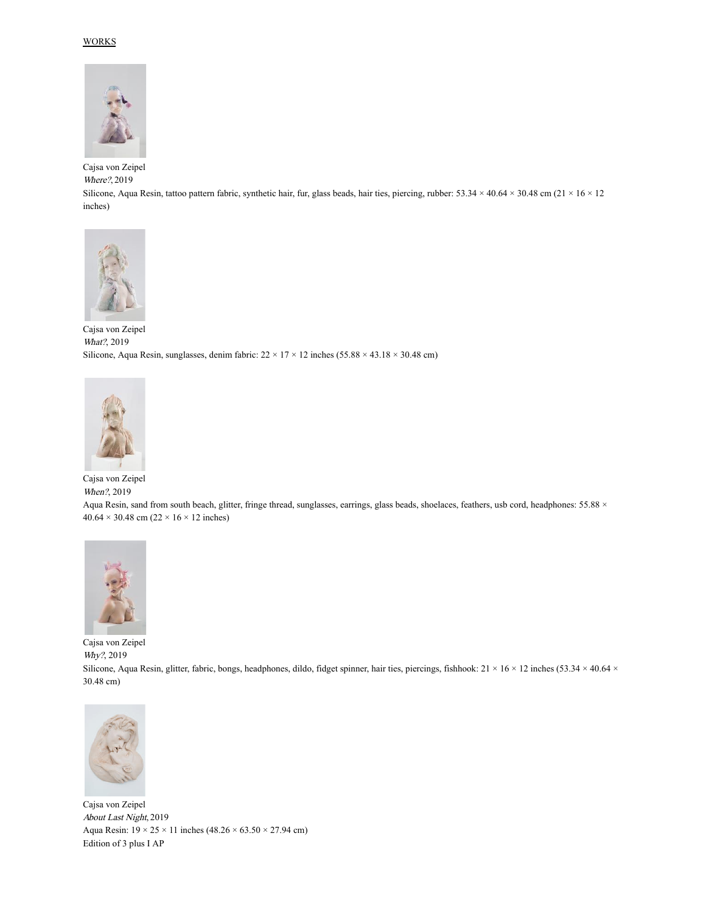WORKS

Cajsa von Zeipel
*Where?*, 2019
Silicone, Aqua Resin, tattoo pattern fabric, synthetic hair, fur, glass beads, hair ties, piercing, rubber: 53.34 × 40.64 × 30.48 cm (21 × 16 × 12 inches)

Cajsa von Zeipel
*What?*, 2019
Silicone, Aqua Resin, sunglasses, denim fabric: 22 × 17 × 12 inches (55.88 × 43.18 × 30.48 cm)

Cajsa von Zeipel
*When?*, 2019
Aqua Resin, sand from south beach, glitter, fringe thread, sunglasses, earrings, glass beads, shoelaces, feathers, usb cord, headphones: 55.88 × 40.64 × 30.48 cm (22 × 16 × 12 inches)

Cajsa von Zeipel
*Why?*, 2019
Silicone, Aqua Resin, glitter, fabric, bongs, headphones, dildo, fidget spinner, hair ties, piercings, fishhook: 21 × 16 × 12 inches (53.34 × 40.64 × 30.48 cm)

Cajsa von Zeipel
*About Last Night*, 2019
Aqua Resin: 19 × 25 × 11 inches (48.26 × 63.50 × 27.94 cm)
Edition of 3 plus I AP